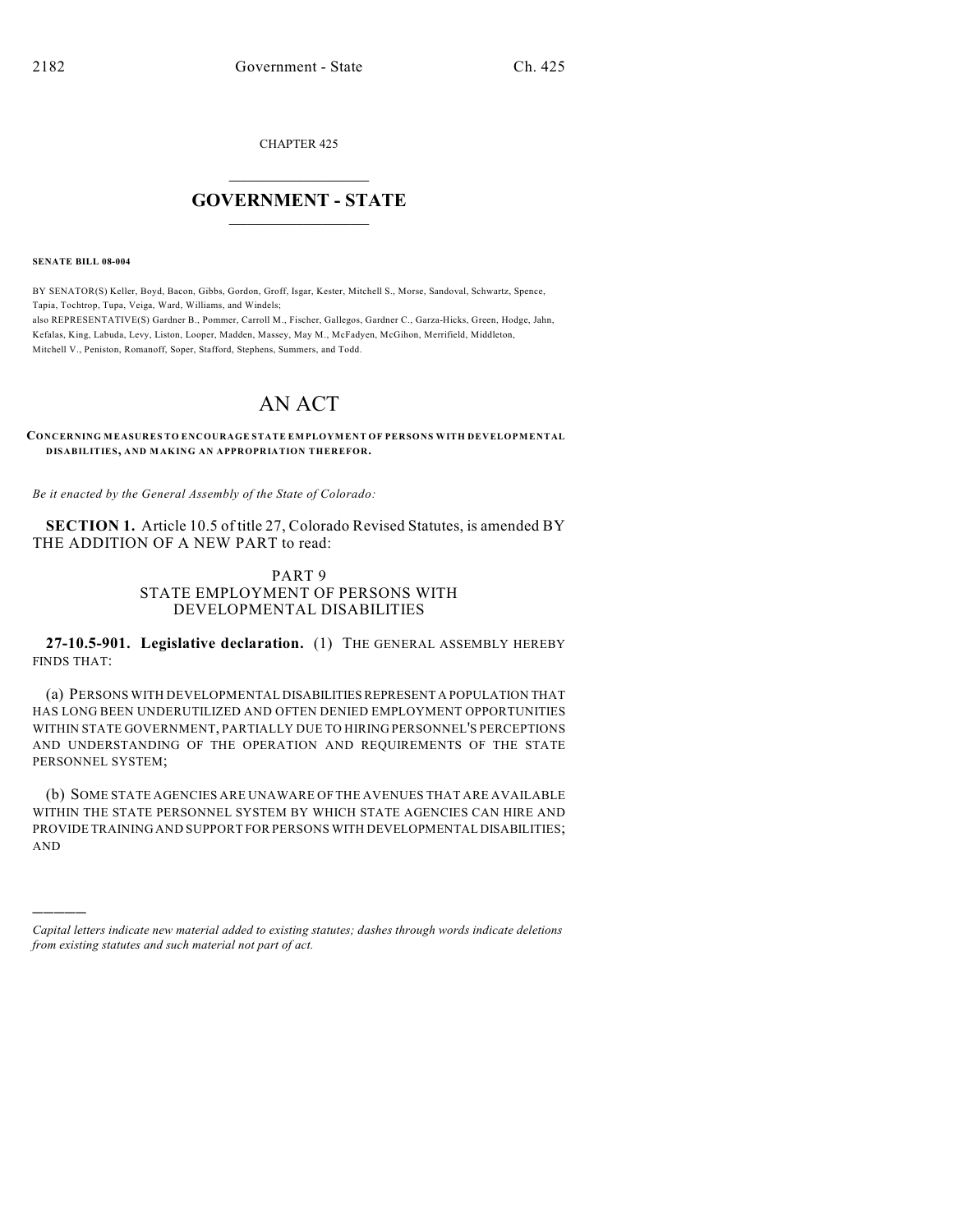CHAPTER 425

## GOVERNMENT - STATE

**SENATE BILL 08-004**

BY SENATOR(S) Keller, Boyd, Bacon, Gibbs, Gordon, Groff, Isgar, Kester, Mitchell S., Morse, Sandoval, Schwartz, Spence, Tapia, Tochtrop, Tupa, Veiga, Ward, Williams, and Windels;
also REPRESENTATIVE(S) Gardner B., Pommer, Carroll M., Fischer, Gallegos, Gardner C., Garza-Hicks, Green, Hodge, Jahn, Kefalas, King, Labuda, Levy, Liston, Looper, Madden, Massey, May M., McFadyen, McGihon, Merrifield, Middleton, Mitchell V., Peniston, Romanoff, Soper, Stafford, Stephens, Summers, and Todd.

# AN ACT

**CONCERNING MEASURES TO ENCOURAGE STATE EMPLOYMENT OF PERSONS WITH DEVELOPMENTAL DISABILITIES, AND MAKING AN APPROPRIATION THEREFOR.**

*Be it enacted by the General Assembly of the State of Colorado:*

**SECTION 1.** Article 10.5 of title 27, Colorado Revised Statutes, is amended BY THE ADDITION OF A NEW PART to read:

PART 9
STATE EMPLOYMENT OF PERSONS WITH DEVELOPMENTAL DISABILITIES

**27-10.5-901. Legislative declaration.** (1) THE GENERAL ASSEMBLY HEREBY FINDS THAT:

(a) PERSONS WITH DEVELOPMENTAL DISABILITIES REPRESENT A POPULATION THAT HAS LONG BEEN UNDERUTILIZED AND OFTEN DENIED EMPLOYMENT OPPORTUNITIES WITHIN STATE GOVERNMENT, PARTIALLY DUE TO HIRING PERSONNEL'S PERCEPTIONS AND UNDERSTANDING OF THE OPERATION AND REQUIREMENTS OF THE STATE PERSONNEL SYSTEM;

(b) SOME STATE AGENCIES ARE UNAWARE OF THE AVENUES THAT ARE AVAILABLE WITHIN THE STATE PERSONNEL SYSTEM BY WHICH STATE AGENCIES CAN HIRE AND PROVIDE TRAINING AND SUPPORT FOR PERSONS WITH DEVELOPMENTAL DISABILITIES; AND

*Capital letters indicate new material added to existing statutes; dashes through words indicate deletions from existing statutes and such material not part of act.*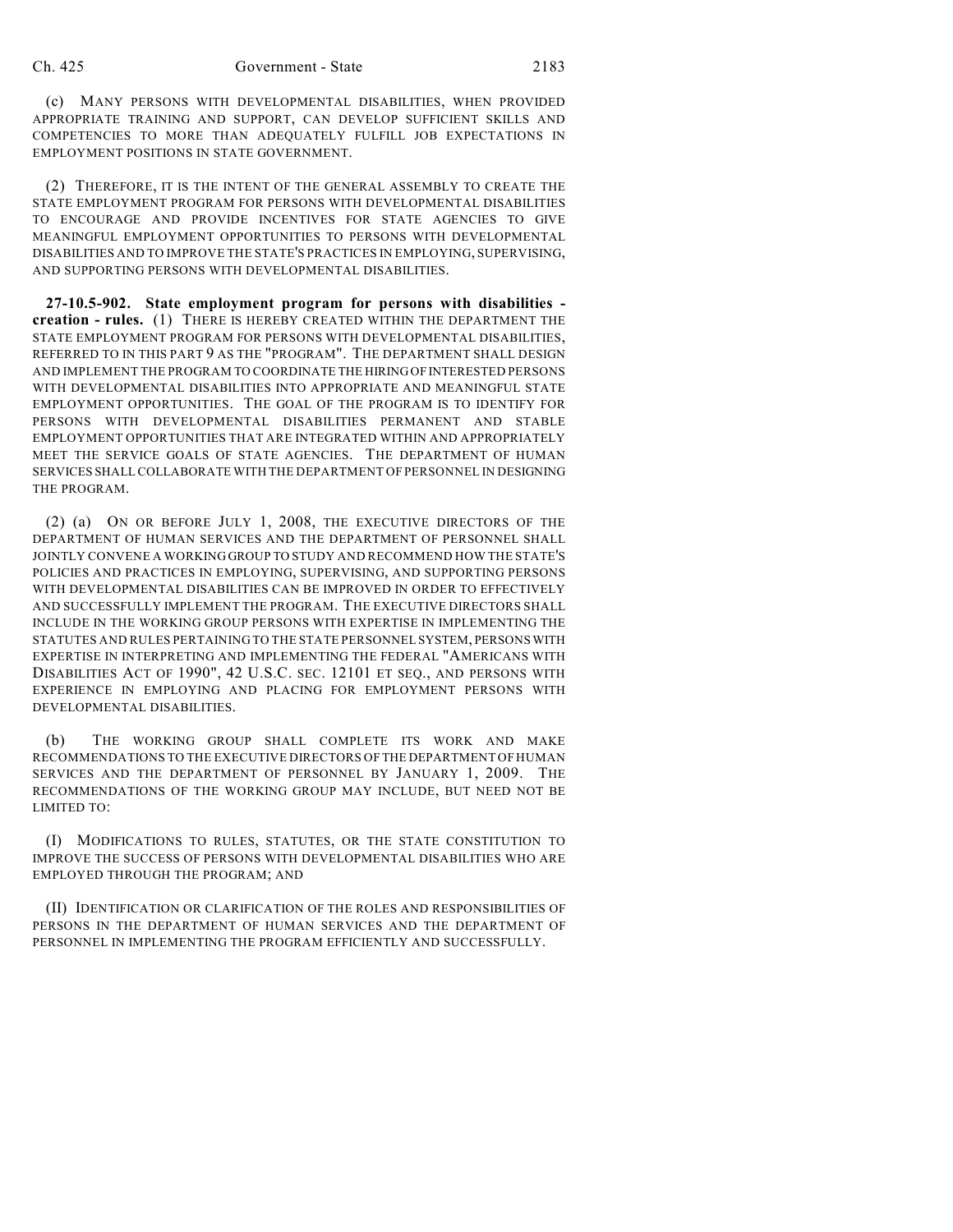(c) MANY PERSONS WITH DEVELOPMENTAL DISABILITIES, WHEN PROVIDED APPROPRIATE TRAINING AND SUPPORT, CAN DEVELOP SUFFICIENT SKILLS AND COMPETENCIES TO MORE THAN ADEQUATELY FULFILL JOB EXPECTATIONS IN EMPLOYMENT POSITIONS IN STATE GOVERNMENT.

(2) THEREFORE, IT IS THE INTENT OF THE GENERAL ASSEMBLY TO CREATE THE STATE EMPLOYMENT PROGRAM FOR PERSONS WITH DEVELOPMENTAL DISABILITIES TO ENCOURAGE AND PROVIDE INCENTIVES FOR STATE AGENCIES TO GIVE MEANINGFUL EMPLOYMENT OPPORTUNITIES TO PERSONS WITH DEVELOPMENTAL DISABILITIES AND TO IMPROVE THE STATE'S PRACTICES IN EMPLOYING, SUPERVISING, AND SUPPORTING PERSONS WITH DEVELOPMENTAL DISABILITIES.

**27-10.5-902. State employment program for persons with disabilities - creation - rules.** (1) THERE IS HEREBY CREATED WITHIN THE DEPARTMENT THE STATE EMPLOYMENT PROGRAM FOR PERSONS WITH DEVELOPMENTAL DISABILITIES, REFERRED TO IN THIS PART 9 AS THE "PROGRAM". THE DEPARTMENT SHALL DESIGN AND IMPLEMENT THE PROGRAM TO COORDINATE THE HIRING OF INTERESTED PERSONS WITH DEVELOPMENTAL DISABILITIES INTO APPROPRIATE AND MEANINGFUL STATE EMPLOYMENT OPPORTUNITIES. THE GOAL OF THE PROGRAM IS TO IDENTIFY FOR PERSONS WITH DEVELOPMENTAL DISABILITIES PERMANENT AND STABLE EMPLOYMENT OPPORTUNITIES THAT ARE INTEGRATED WITHIN AND APPROPRIATELY MEET THE SERVICE GOALS OF STATE AGENCIES. THE DEPARTMENT OF HUMAN SERVICES SHALL COLLABORATE WITH THE DEPARTMENT OF PERSONNEL IN DESIGNING THE PROGRAM.

(2) (a) ON OR BEFORE JULY 1, 2008, THE EXECUTIVE DIRECTORS OF THE DEPARTMENT OF HUMAN SERVICES AND THE DEPARTMENT OF PERSONNEL SHALL JOINTLY CONVENE A WORKING GROUP TO STUDY AND RECOMMEND HOW THE STATE'S POLICIES AND PRACTICES IN EMPLOYING, SUPERVISING, AND SUPPORTING PERSONS WITH DEVELOPMENTAL DISABILITIES CAN BE IMPROVED IN ORDER TO EFFECTIVELY AND SUCCESSFULLY IMPLEMENT THE PROGRAM. THE EXECUTIVE DIRECTORS SHALL INCLUDE IN THE WORKING GROUP PERSONS WITH EXPERTISE IN IMPLEMENTING THE STATUTES AND RULES PERTAINING TO THE STATE PERSONNEL SYSTEM, PERSONS WITH EXPERTISE IN INTERPRETING AND IMPLEMENTING THE FEDERAL "AMERICANS WITH DISABILITIES ACT OF 1990", 42 U.S.C. SEC. 12101 ET SEQ., AND PERSONS WITH EXPERIENCE IN EMPLOYING AND PLACING FOR EMPLOYMENT PERSONS WITH DEVELOPMENTAL DISABILITIES.

(b) THE WORKING GROUP SHALL COMPLETE ITS WORK AND MAKE RECOMMENDATIONS TO THE EXECUTIVE DIRECTORS OF THE DEPARTMENT OF HUMAN SERVICES AND THE DEPARTMENT OF PERSONNEL BY JANUARY 1, 2009. THE RECOMMENDATIONS OF THE WORKING GROUP MAY INCLUDE, BUT NEED NOT BE LIMITED TO:

(I) MODIFICATIONS TO RULES, STATUTES, OR THE STATE CONSTITUTION TO IMPROVE THE SUCCESS OF PERSONS WITH DEVELOPMENTAL DISABILITIES WHO ARE EMPLOYED THROUGH THE PROGRAM; AND

(II) IDENTIFICATION OR CLARIFICATION OF THE ROLES AND RESPONSIBILITIES OF PERSONS IN THE DEPARTMENT OF HUMAN SERVICES AND THE DEPARTMENT OF PERSONNEL IN IMPLEMENTING THE PROGRAM EFFICIENTLY AND SUCCESSFULLY.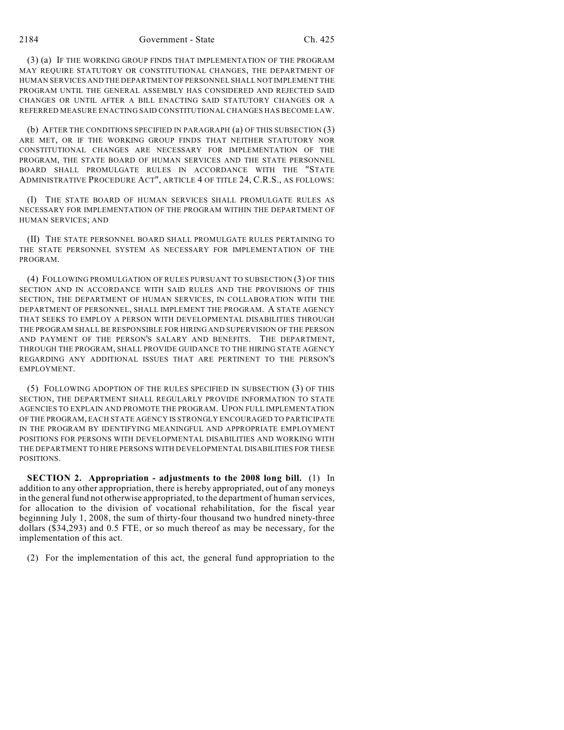(3) (a) IF THE WORKING GROUP FINDS THAT IMPLEMENTATION OF THE PROGRAM MAY REQUIRE STATUTORY OR CONSTITUTIONAL CHANGES, THE DEPARTMENT OF HUMAN SERVICES AND THE DEPARTMENT OF PERSONNEL SHALL NOT IMPLEMENT THE PROGRAM UNTIL THE GENERAL ASSEMBLY HAS CONSIDERED AND REJECTED SAID CHANGES OR UNTIL AFTER A BILL ENACTING SAID STATUTORY CHANGES OR A REFERRED MEASURE ENACTING SAID CONSTITUTIONAL CHANGES HAS BECOME LAW.

(b) AFTER THE CONDITIONS SPECIFIED IN PARAGRAPH (a) OF THIS SUBSECTION (3) ARE MET, OR IF THE WORKING GROUP FINDS THAT NEITHER STATUTORY NOR CONSTITUTIONAL CHANGES ARE NECESSARY FOR IMPLEMENTATION OF THE PROGRAM, THE STATE BOARD OF HUMAN SERVICES AND THE STATE PERSONNEL BOARD SHALL PROMULGATE RULES IN ACCORDANCE WITH THE "STATE ADMINISTRATIVE PROCEDURE ACT", ARTICLE 4 OF TITLE 24, C.R.S., AS FOLLOWS:

(I) THE STATE BOARD OF HUMAN SERVICES SHALL PROMULGATE RULES AS NECESSARY FOR IMPLEMENTATION OF THE PROGRAM WITHIN THE DEPARTMENT OF HUMAN SERVICES; AND

(II) THE STATE PERSONNEL BOARD SHALL PROMULGATE RULES PERTAINING TO THE STATE PERSONNEL SYSTEM AS NECESSARY FOR IMPLEMENTATION OF THE PROGRAM.

(4) FOLLOWING PROMULGATION OF RULES PURSUANT TO SUBSECTION (3) OF THIS SECTION AND IN ACCORDANCE WITH SAID RULES AND THE PROVISIONS OF THIS SECTION, THE DEPARTMENT OF HUMAN SERVICES, IN COLLABORATION WITH THE DEPARTMENT OF PERSONNEL, SHALL IMPLEMENT THE PROGRAM. A STATE AGENCY THAT SEEKS TO EMPLOY A PERSON WITH DEVELOPMENTAL DISABILITIES THROUGH THE PROGRAM SHALL BE RESPONSIBLE FOR HIRING AND SUPERVISION OF THE PERSON AND PAYMENT OF THE PERSON'S SALARY AND BENEFITS. THE DEPARTMENT, THROUGH THE PROGRAM, SHALL PROVIDE GUIDANCE TO THE HIRING STATE AGENCY REGARDING ANY ADDITIONAL ISSUES THAT ARE PERTINENT TO THE PERSON'S EMPLOYMENT.

(5) FOLLOWING ADOPTION OF THE RULES SPECIFIED IN SUBSECTION (3) OF THIS SECTION, THE DEPARTMENT SHALL REGULARLY PROVIDE INFORMATION TO STATE AGENCIES TO EXPLAIN AND PROMOTE THE PROGRAM. UPON FULL IMPLEMENTATION OF THE PROGRAM, EACH STATE AGENCY IS STRONGLY ENCOURAGED TO PARTICIPATE IN THE PROGRAM BY IDENTIFYING MEANINGFUL AND APPROPRIATE EMPLOYMENT POSITIONS FOR PERSONS WITH DEVELOPMENTAL DISABILITIES AND WORKING WITH THE DEPARTMENT TO HIRE PERSONS WITH DEVELOPMENTAL DISABILITIES FOR THESE POSITIONS.

**SECTION 2. Appropriation - adjustments to the 2008 long bill.** (1) In addition to any other appropriation, there is hereby appropriated, out of any moneys in the general fund not otherwise appropriated, to the department of human services, for allocation to the division of vocational rehabilitation, for the fiscal year beginning July 1, 2008, the sum of thirty-four thousand two hundred ninety-three dollars ($34,293) and 0.5 FTE, or so much thereof as may be necessary, for the implementation of this act.

(2) For the implementation of this act, the general fund appropriation to the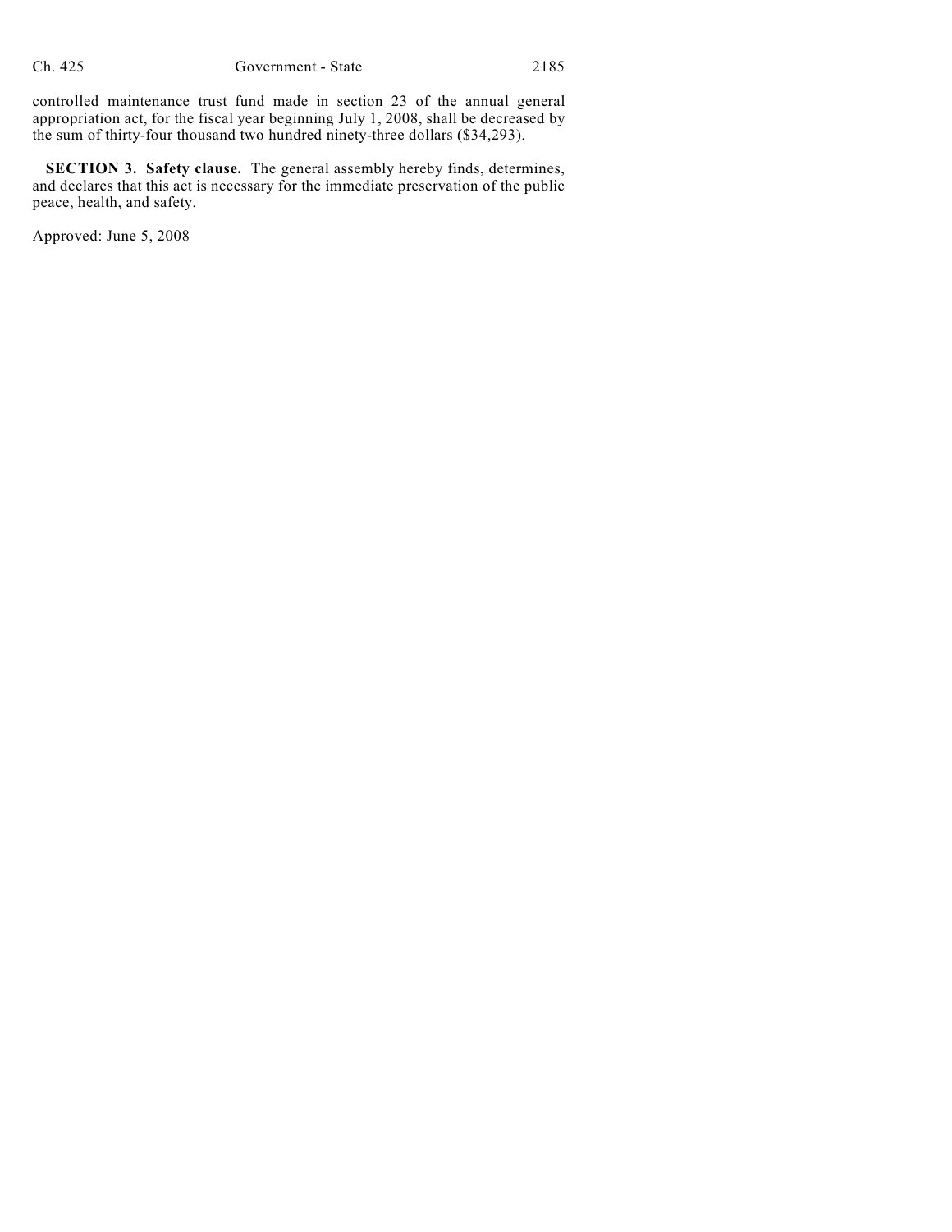controlled maintenance trust fund made in section 23 of the annual general appropriation act, for the fiscal year beginning July 1, 2008, shall be decreased by the sum of thirty-four thousand two hundred ninety-three dollars ($34,293).

**SECTION 3. Safety clause.** The general assembly hereby finds, determines, and declares that this act is necessary for the immediate preservation of the public peace, health, and safety.

Approved: June 5, 2008